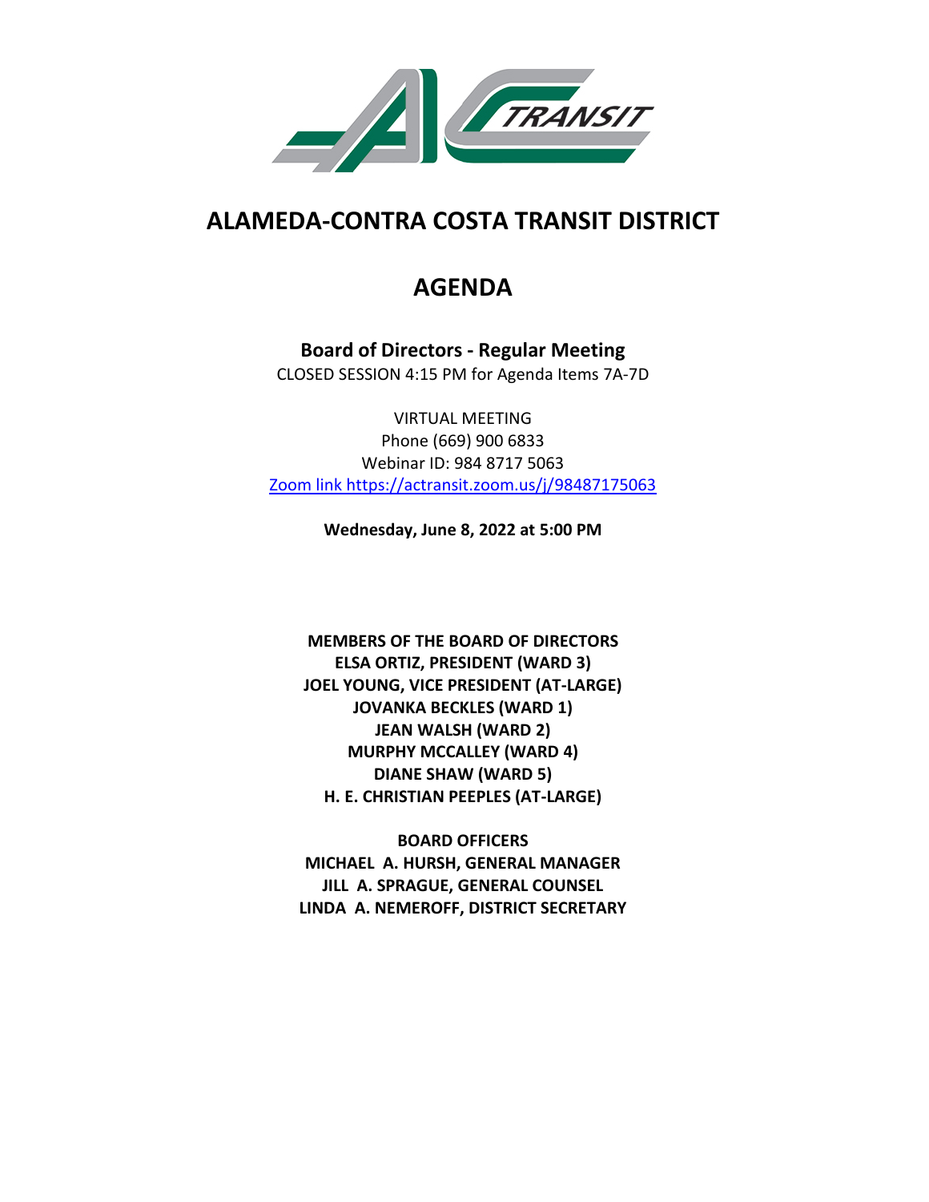# ALAMEDA-CONTRA COSTA TRANSIT DISTRICT

# AGENDA

**Board of Directors - Regular Meeting**

CLOSED SESSION 4:15 PM for Agenda Items 7A-7D

VIRTUAL MEETING

Phone (669) 900 6833

Webinar ID: 984 8717 5063

[Zoom link https://actransit.zoom.us/j/98487175063](https://actransit.zoom.us/j/98487175063)

**Wednesday, June 8, 2022 at 5:00 PM**

**MEMBERS OF THE BOARD OF DIRECTORS**

**ELSA ORTIZ, PRESIDENT (WARD 3)**

**JOEL YOUNG, VICE PRESIDENT (AT-LARGE)**

**JOVANKA BECKLES (WARD 1)**

**JEAN WALSH (WARD 2)**

**MURPHY MCCALLEY (WARD 4)**

**DIANE SHAW (WARD 5)**

**H. E. CHRISTIAN PEEPLES (AT-LARGE)**

**BOARD OFFICERS**

**MICHAEL A. HURSH, GENERAL MANAGER**

**JILL A. SPRAGUE, GENERAL COUNSEL**

**LINDA A. NEMEROFF, DISTRICT SECRETARY**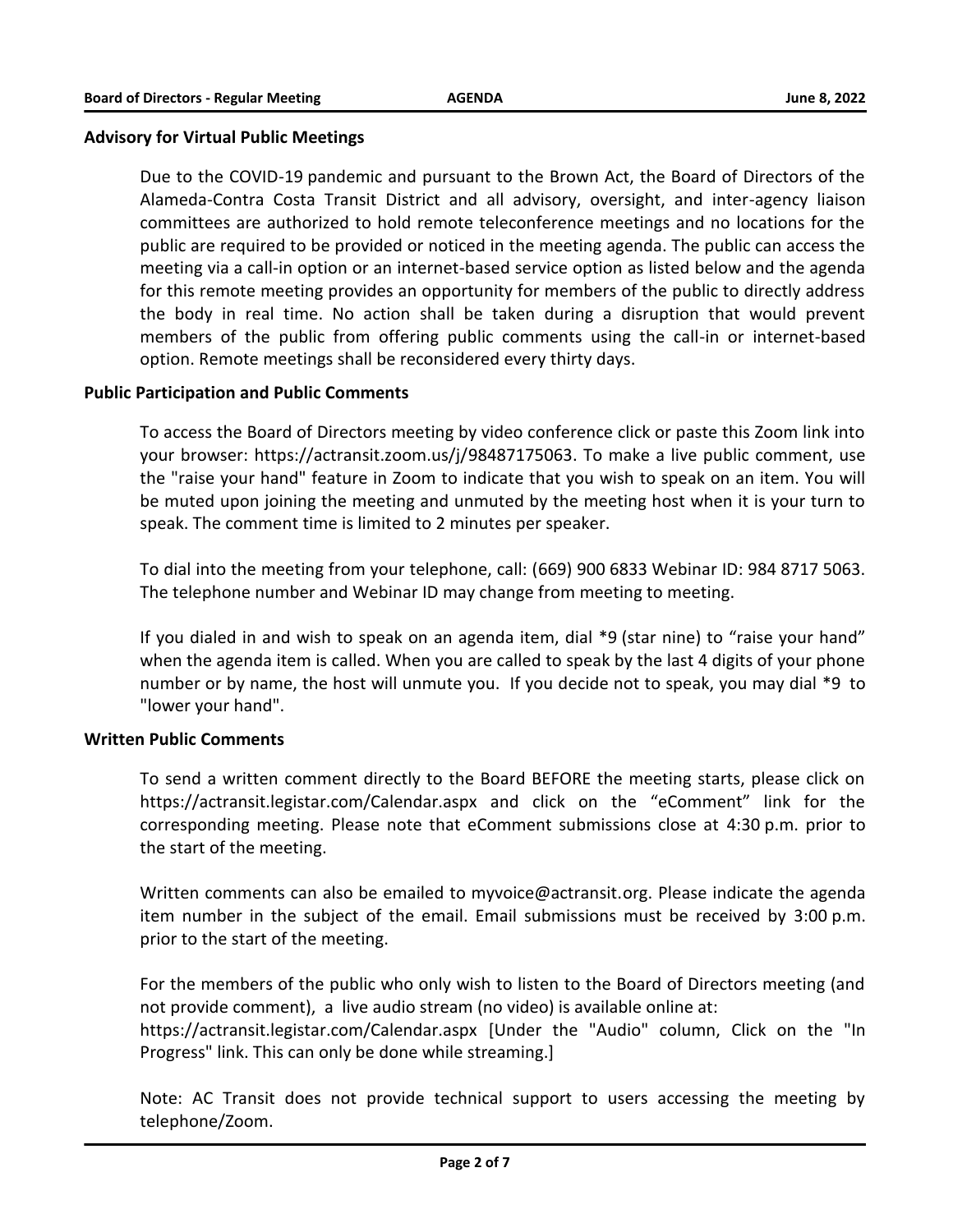### Advisory for Virtual Public Meetings

Due to the COVID-19 pandemic and pursuant to the Brown Act, the Board of Directors of the Alameda-Contra Costa Transit District and all advisory, oversight, and inter-agency liaison committees are authorized to hold remote teleconference meetings and no locations for the public are required to be provided or noticed in the meeting agenda. The public can access the meeting via a call-in option or an internet-based service option as listed below and the agenda for this remote meeting provides an opportunity for members of the public to directly address the body in real time. No action shall be taken during a disruption that would prevent members of the public from offering public comments using the call-in or internet-based option. Remote meetings shall be reconsidered every thirty days.

### Public Participation and Public Comments

To access the Board of Directors meeting by video conference click or paste this Zoom link into your browser: https://actransit.zoom.us/j/98487175063. To make a live public comment, use the "raise your hand" feature in Zoom to indicate that you wish to speak on an item. You will be muted upon joining the meeting and unmuted by the meeting host when it is your turn to speak. The comment time is limited to 2 minutes per speaker.

To dial into the meeting from your telephone, call: (669) 900 6833 Webinar ID: 984 8717 5063. The telephone number and Webinar ID may change from meeting to meeting.

If you dialed in and wish to speak on an agenda item, dial *9 (star nine) to "raise your hand" when the agenda item is called. When you are called to speak by the last 4 digits of your phone number or by name, the host will unmute you. If you decide not to speak, you may dial *9 to "lower your hand".

### Written Public Comments

To send a written comment directly to the Board BEFORE the meeting starts, please click on https://actransit.legistar.com/Calendar.aspx and click on the "eComment" link for the corresponding meeting. Please note that eComment submissions close at 4:30 p.m. prior to the start of the meeting.

Written comments can also be emailed to myvoice@actransit.org. Please indicate the agenda item number in the subject of the email. Email submissions must be received by 3:00 p.m. prior to the start of the meeting.

For the members of the public who only wish to listen to the Board of Directors meeting (and not provide comment), a live audio stream (no video) is available online at: https://actransit.legistar.com/Calendar.aspx [Under the "Audio" column, Click on the "In Progress" link. This can only be done while streaming.]

Note: AC Transit does not provide technical support to users accessing the meeting by telephone/Zoom.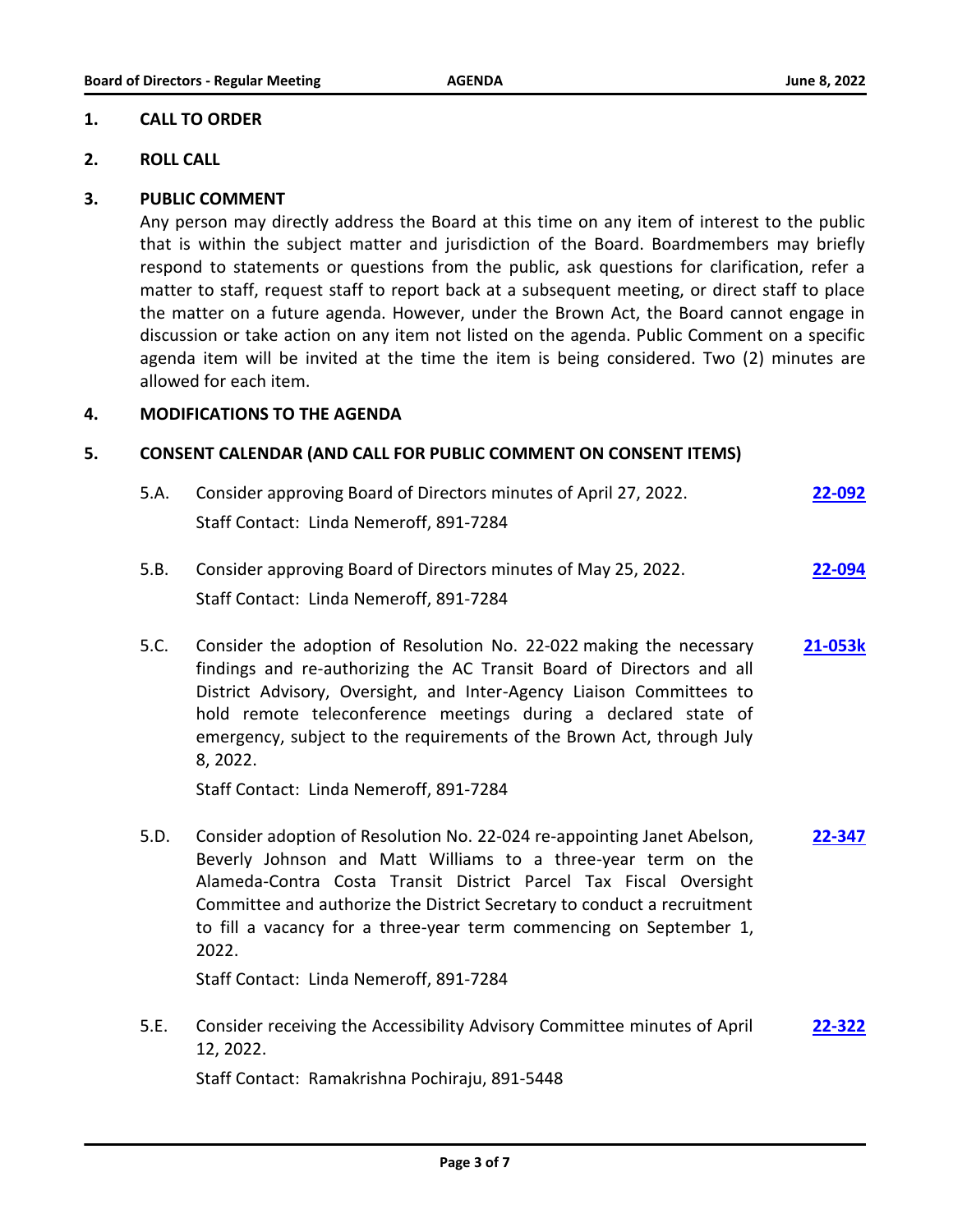## 1. CALL TO ORDER

## 2. ROLL CALL

## 3. PUBLIC COMMENT

Any person may directly address the Board at this time on any item of interest to the public that is within the subject matter and jurisdiction of the Board. Boardmembers may briefly respond to statements or questions from the public, ask questions for clarification, refer a matter to staff, request staff to report back at a subsequent meeting, or direct staff to place the matter on a future agenda. However, under the Brown Act, the Board cannot engage in discussion or take action on any item not listed on the agenda. Public Comment on a specific agenda item will be invited at the time the item is being considered. Two (2) minutes are allowed for each item.

## 4. MODIFICATIONS TO THE AGENDA

## 5. CONSENT CALENDAR (AND CALL FOR PUBLIC COMMENT ON CONSENT ITEMS)

5.A. Consider approving Board of Directors minutes of April 27, 2022. **22-092**

Staff Contact: Linda Nemeroff, 891-7284

5.B. Consider approving Board of Directors minutes of May 25, 2022. **22-094**

Staff Contact: Linda Nemeroff, 891-7284

5.C. Consider the adoption of Resolution No. 22-022 making the necessary findings and re-authorizing the AC Transit Board of Directors and all District Advisory, Oversight, and Inter-Agency Liaison Committees to hold remote teleconference meetings during a declared state of emergency, subject to the requirements of the Brown Act, through July 8, 2022. **21-053k**

Staff Contact: Linda Nemeroff, 891-7284

5.D. Consider adoption of Resolution No. 22-024 re-appointing Janet Abelson, Beverly Johnson and Matt Williams to a three-year term on the Alameda-Contra Costa Transit District Parcel Tax Fiscal Oversight Committee and authorize the District Secretary to conduct a recruitment to fill a vacancy for a three-year term commencing on September 1, 2022. **22-347**

Staff Contact: Linda Nemeroff, 891-7284

5.E. Consider receiving the Accessibility Advisory Committee minutes of April 12, 2022. **22-322**

Staff Contact: Ramakrishna Pochiraju, 891-5448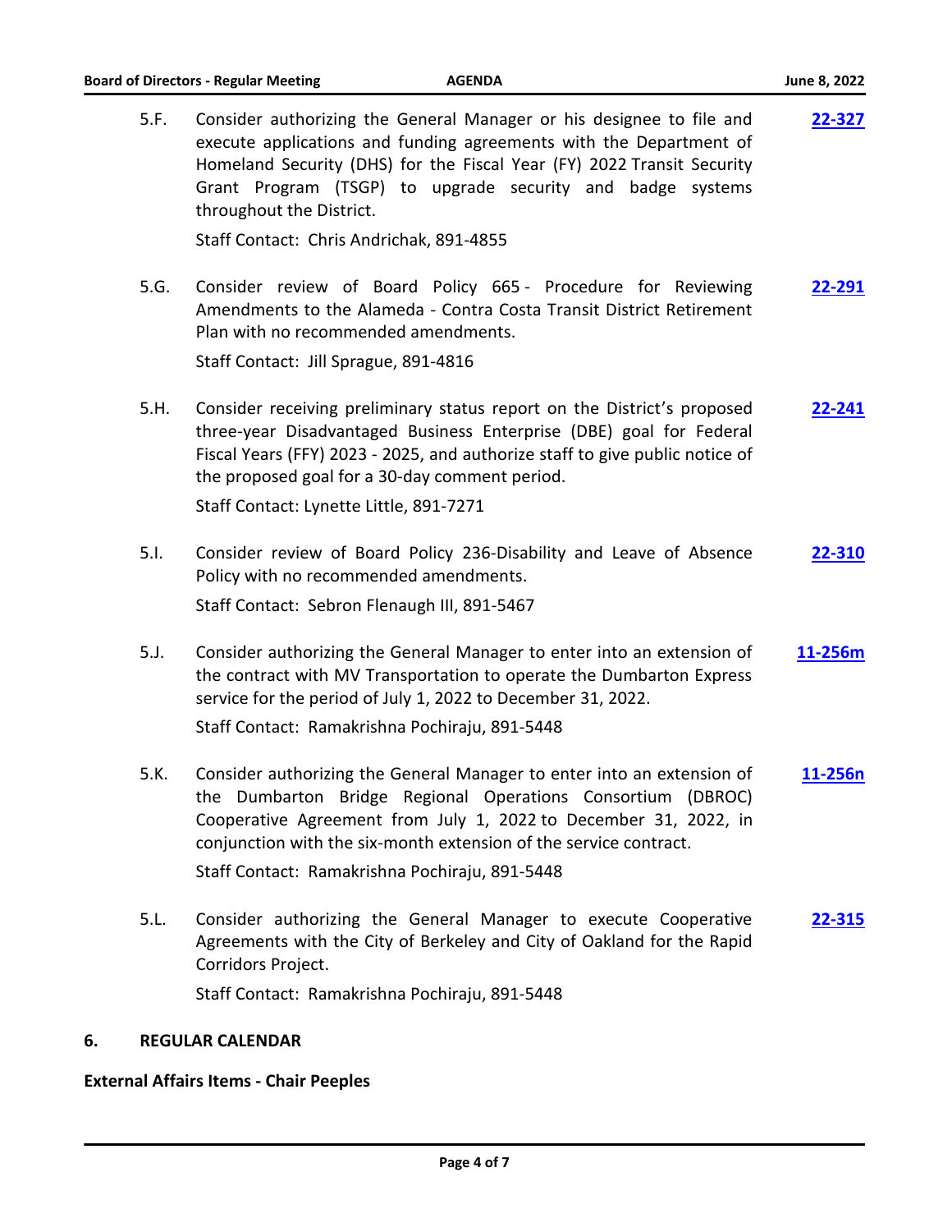5.F. Consider authorizing the General Manager or his designee to file and execute applications and funding agreements with the Department of Homeland Security (DHS) for the Fiscal Year (FY) 2022 Transit Security Grant Program (TSGP) to upgrade security and badge systems throughout the District. **22-327**

Staff Contact: Chris Andrichak, 891-4855

5.G. Consider review of Board Policy 665 - Procedure for Reviewing Amendments to the Alameda - Contra Costa Transit District Retirement Plan with no recommended amendments. **22-291**

Staff Contact: Jill Sprague, 891-4816

5.H. Consider receiving preliminary status report on the District's proposed three-year Disadvantaged Business Enterprise (DBE) goal for Federal Fiscal Years (FFY) 2023 - 2025, and authorize staff to give public notice of the proposed goal for a 30-day comment period. **22-241**

Staff Contact: Lynette Little, 891-7271

5.I. Consider review of Board Policy 236-Disability and Leave of Absence Policy with no recommended amendments. **22-310**

Staff Contact: Sebron Flenaugh III, 891-5467

5.J. Consider authorizing the General Manager to enter into an extension of the contract with MV Transportation to operate the Dumbarton Express service for the period of July 1, 2022 to December 31, 2022. **11-256m**

Staff Contact: Ramakrishna Pochiraju, 891-5448

5.K. Consider authorizing the General Manager to enter into an extension of the Dumbarton Bridge Regional Operations Consortium (DBROC) Cooperative Agreement from July 1, 2022 to December 31, 2022, in conjunction with the six-month extension of the service contract. **11-256n**

Staff Contact: Ramakrishna Pochiraju, 891-5448

5.L. Consider authorizing the General Manager to execute Cooperative Agreements with the City of Berkeley and City of Oakland for the Rapid Corridors Project. **22-315**

Staff Contact: Ramakrishna Pochiraju, 891-5448

## 6. REGULAR CALENDAR

**External Affairs Items - Chair Peeples**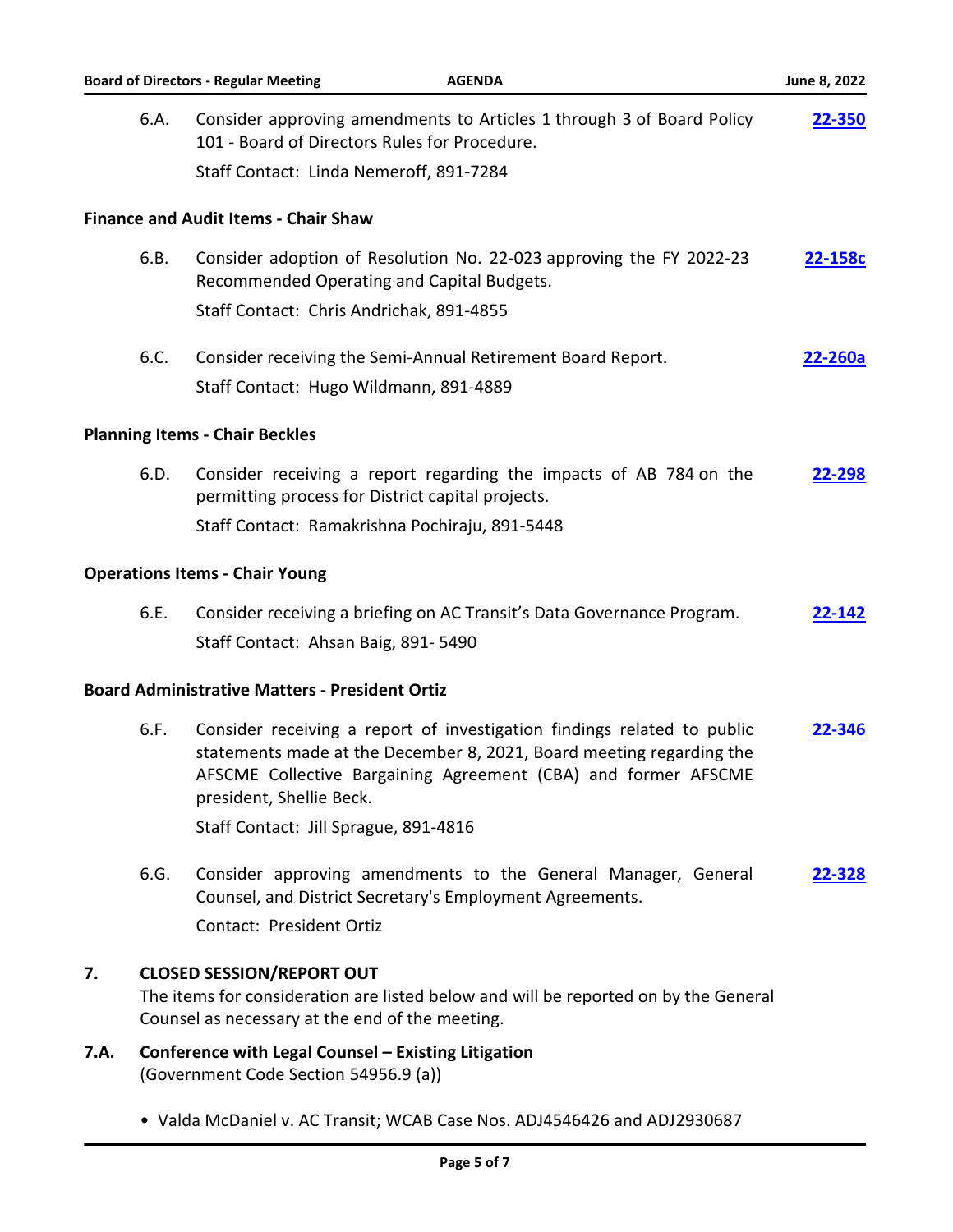6.A. Consider approving amendments to Articles 1 through 3 of Board Policy 101 - Board of Directors Rules for Procedure. **22-350**

Staff Contact: Linda Nemeroff, 891-7284

**Finance and Audit Items - Chair Shaw**

6.B. Consider adoption of Resolution No. 22-023 approving the FY 2022-23 Recommended Operating and Capital Budgets. **22-158c**

Staff Contact: Chris Andrichak, 891-4855

6.C. Consider receiving the Semi-Annual Retirement Board Report. **22-260a**

Staff Contact: Hugo Wildmann, 891-4889

**Planning Items - Chair Beckles**

6.D. Consider receiving a report regarding the impacts of AB 784 on the permitting process for District capital projects. **22-298**

Staff Contact: Ramakrishna Pochiraju, 891-5448

**Operations Items - Chair Young**

6.E. Consider receiving a briefing on AC Transit's Data Governance Program. **22-142**

Staff Contact: Ahsan Baig, 891- 5490

**Board Administrative Matters - President Ortiz**

6.F. Consider receiving a report of investigation findings related to public statements made at the December 8, 2021, Board meeting regarding the AFSCME Collective Bargaining Agreement (CBA) and former AFSCME president, Shellie Beck. **22-346**

Staff Contact: Jill Sprague, 891-4816

6.G. Consider approving amendments to the General Manager, General Counsel, and District Secretary's Employment Agreements. **22-328**

Contact: President Ortiz

## 7. CLOSED SESSION/REPORT OUT

The items for consideration are listed below and will be reported on by the General Counsel as necessary at the end of the meeting.

### 7.A. Conference with Legal Counsel – Existing Litigation

(Government Code Section 54956.9 (a))

- Valda McDaniel v. AC Transit; WCAB Case Nos. ADJ4546426 and ADJ2930687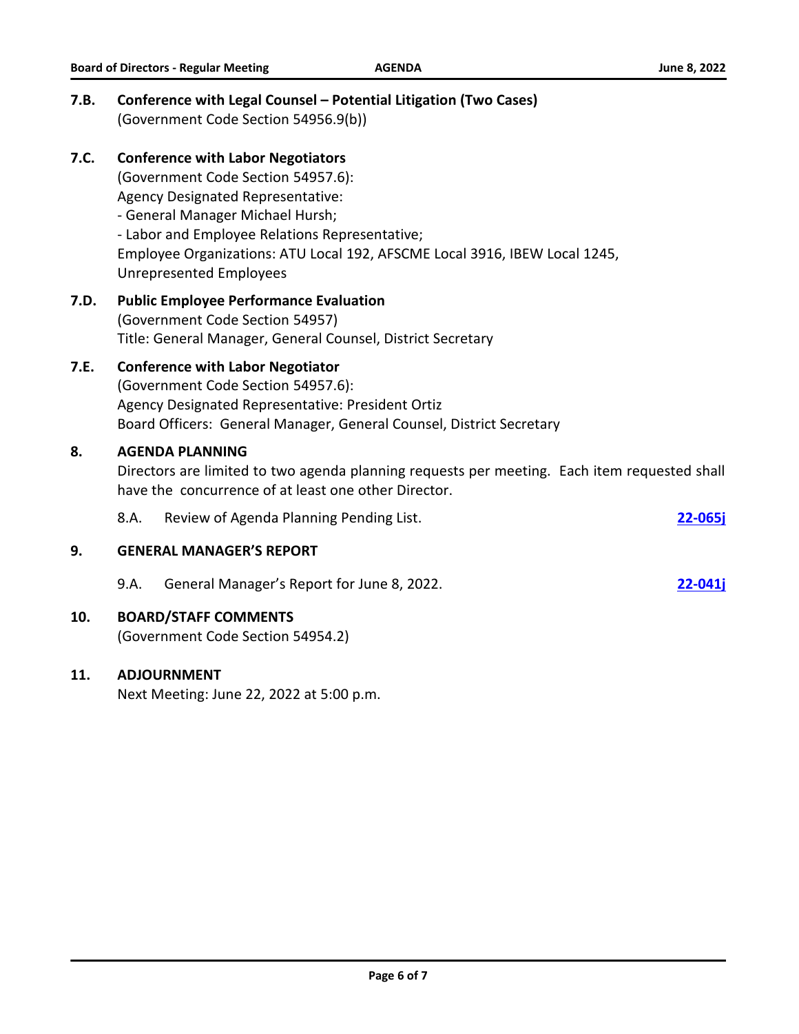### 7.B. Conference with Legal Counsel – Potential Litigation (Two Cases)

(Government Code Section 54956.9(b))

### 7.C. Conference with Labor Negotiators

(Government Code Section 54957.6):
Agency Designated Representative:
- General Manager Michael Hursh;
- Labor and Employee Relations Representative;

Employee Organizations: ATU Local 192, AFSCME Local 3916, IBEW Local 1245, Unrepresented Employees

### 7.D. Public Employee Performance Evaluation

(Government Code Section 54957)
Title: General Manager, General Counsel, District Secretary

### 7.E. Conference with Labor Negotiator

(Government Code Section 54957.6):
Agency Designated Representative: President Ortiz
Board Officers: General Manager, General Counsel, District Secretary

## 8. AGENDA PLANNING

Directors are limited to two agenda planning requests per meeting. Each item requested shall have the concurrence of at least one other Director.

8.A. Review of Agenda Planning Pending List. **22-065j**

## 9. GENERAL MANAGER'S REPORT

9.A. General Manager's Report for June 8, 2022. **22-041j**

## 10. BOARD/STAFF COMMENTS

(Government Code Section 54954.2)

## 11. ADJOURNMENT

Next Meeting: June 22, 2022 at 5:00 p.m.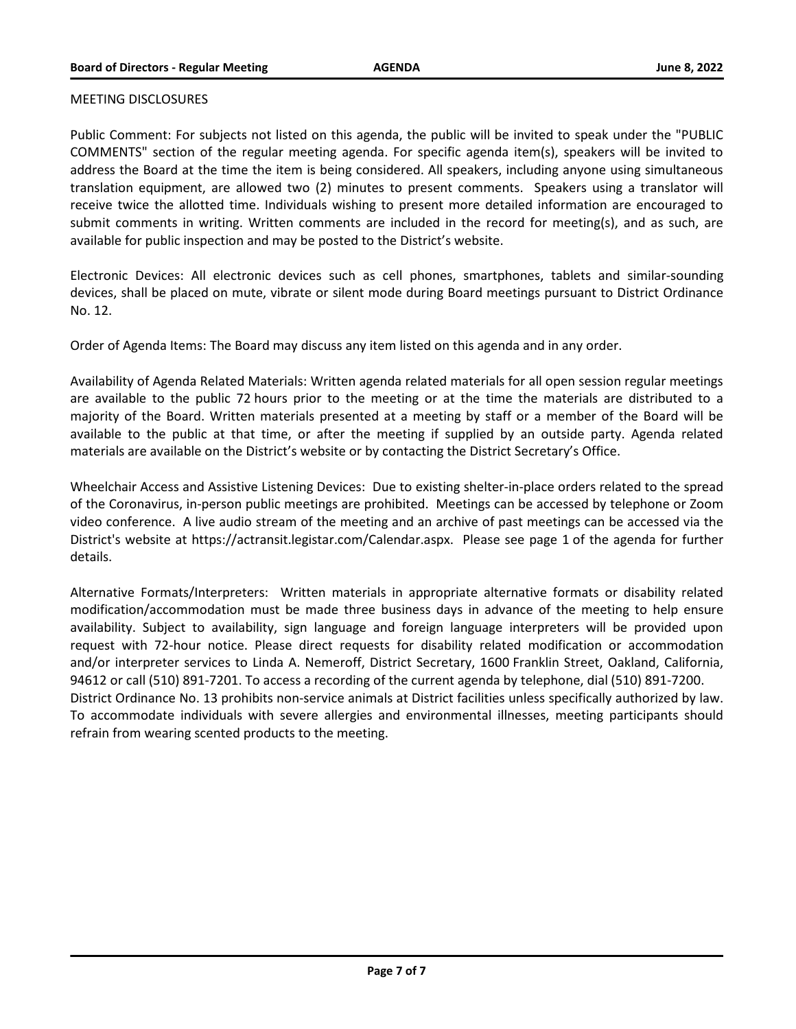MEETING DISCLOSURES

Public Comment: For subjects not listed on this agenda, the public will be invited to speak under the "PUBLIC COMMENTS" section of the regular meeting agenda. For specific agenda item(s), speakers will be invited to address the Board at the time the item is being considered. All speakers, including anyone using simultaneous translation equipment, are allowed two (2) minutes to present comments. Speakers using a translator will receive twice the allotted time. Individuals wishing to present more detailed information are encouraged to submit comments in writing. Written comments are included in the record for meeting(s), and as such, are available for public inspection and may be posted to the District's website.

Electronic Devices: All electronic devices such as cell phones, smartphones, tablets and similar-sounding devices, shall be placed on mute, vibrate or silent mode during Board meetings pursuant to District Ordinance No. 12.

Order of Agenda Items: The Board may discuss any item listed on this agenda and in any order.

Availability of Agenda Related Materials: Written agenda related materials for all open session regular meetings are available to the public 72 hours prior to the meeting or at the time the materials are distributed to a majority of the Board. Written materials presented at a meeting by staff or a member of the Board will be available to the public at that time, or after the meeting if supplied by an outside party. Agenda related materials are available on the District's website or by contacting the District Secretary's Office.

Wheelchair Access and Assistive Listening Devices: Due to existing shelter-in-place orders related to the spread of the Coronavirus, in-person public meetings are prohibited. Meetings can be accessed by telephone or Zoom video conference. A live audio stream of the meeting and an archive of past meetings can be accessed via the District's website at https://actransit.legistar.com/Calendar.aspx. Please see page 1 of the agenda for further details.

Alternative Formats/Interpreters: Written materials in appropriate alternative formats or disability related modification/accommodation must be made three business days in advance of the meeting to help ensure availability. Subject to availability, sign language and foreign language interpreters will be provided upon request with 72-hour notice. Please direct requests for disability related modification or accommodation and/or interpreter services to Linda A. Nemeroff, District Secretary, 1600 Franklin Street, Oakland, California, 94612 or call (510) 891-7201. To access a recording of the current agenda by telephone, dial (510) 891-7200.
District Ordinance No. 13 prohibits non-service animals at District facilities unless specifically authorized by law. To accommodate individuals with severe allergies and environmental illnesses, meeting participants should refrain from wearing scented products to the meeting.